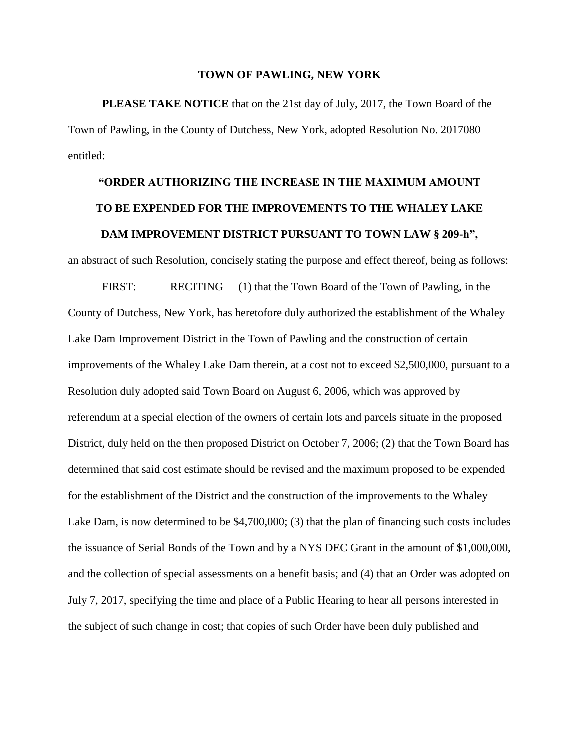**TOWN OF PAWLING, NEW YORK**

**PLEASE TAKE NOTICE** that on the 21st day of July, 2017, the Town Board of the Town of Pawling, in the County of Dutchess, New York, adopted Resolution No. 2017080 entitled:

**"ORDER AUTHORIZING THE INCREASE IN THE MAXIMUM AMOUNT TO BE EXPENDED FOR THE IMPROVEMENTS TO THE WHALEY LAKE DAM IMPROVEMENT DISTRICT PURSUANT TO TOWN LAW § 209-h",**

an abstract of such Resolution, concisely stating the purpose and effect thereof, being as follows:

FIRST: RECITING (1) that the Town Board of the Town of Pawling, in the County of Dutchess, New York, has heretofore duly authorized the establishment of the Whaley Lake Dam Improvement District in the Town of Pawling and the construction of certain improvements of the Whaley Lake Dam therein, at a cost not to exceed $2,500,000, pursuant to a Resolution duly adopted said Town Board on August 6, 2006, which was approved by referendum at a special election of the owners of certain lots and parcels situate in the proposed District, duly held on the then proposed District on October 7, 2006; (2) that the Town Board has determined that said cost estimate should be revised and the maximum proposed to be expended for the establishment of the District and the construction of the improvements to the Whaley Lake Dam, is now determined to be $4,700,000; (3) that the plan of financing such costs includes the issuance of Serial Bonds of the Town and by a NYS DEC Grant in the amount of $1,000,000, and the collection of special assessments on a benefit basis; and (4) that an Order was adopted on July 7, 2017, specifying the time and place of a Public Hearing to hear all persons interested in the subject of such change in cost; that copies of such Order have been duly published and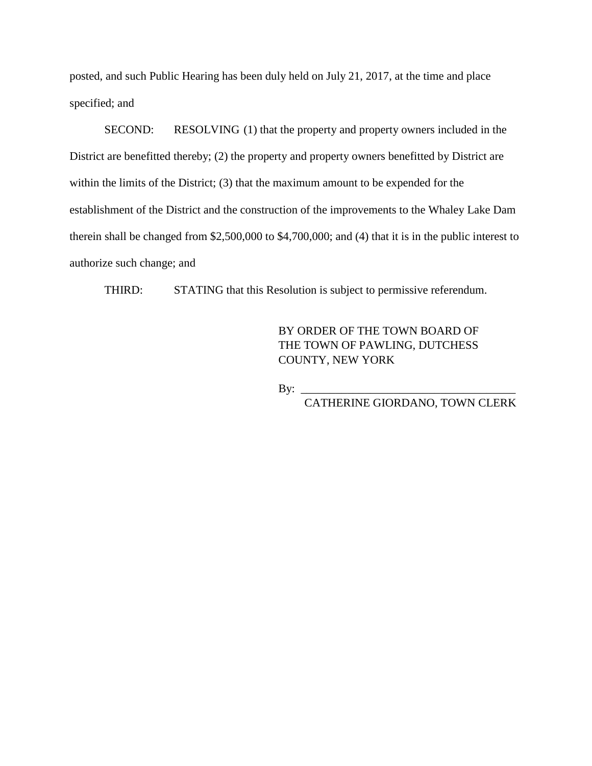posted, and such Public Hearing has been duly held on July 21, 2017, at the time and place specified; and

SECOND: RESOLVING (1) that the property and property owners included in the District are benefitted thereby; (2) the property and property owners benefitted by District are within the limits of the District; (3) that the maximum amount to be expended for the establishment of the District and the construction of the improvements to the Whaley Lake Dam therein shall be changed from $2,500,000 to $4,700,000; and (4) that it is in the public interest to authorize such change; and

THIRD: STATING that this Resolution is subject to permissive referendum.

BY ORDER OF THE TOWN BOARD OF THE TOWN OF PAWLING, DUTCHESS COUNTY, NEW YORK

By: ______________________________________
CATHERINE GIORDANO, TOWN CLERK